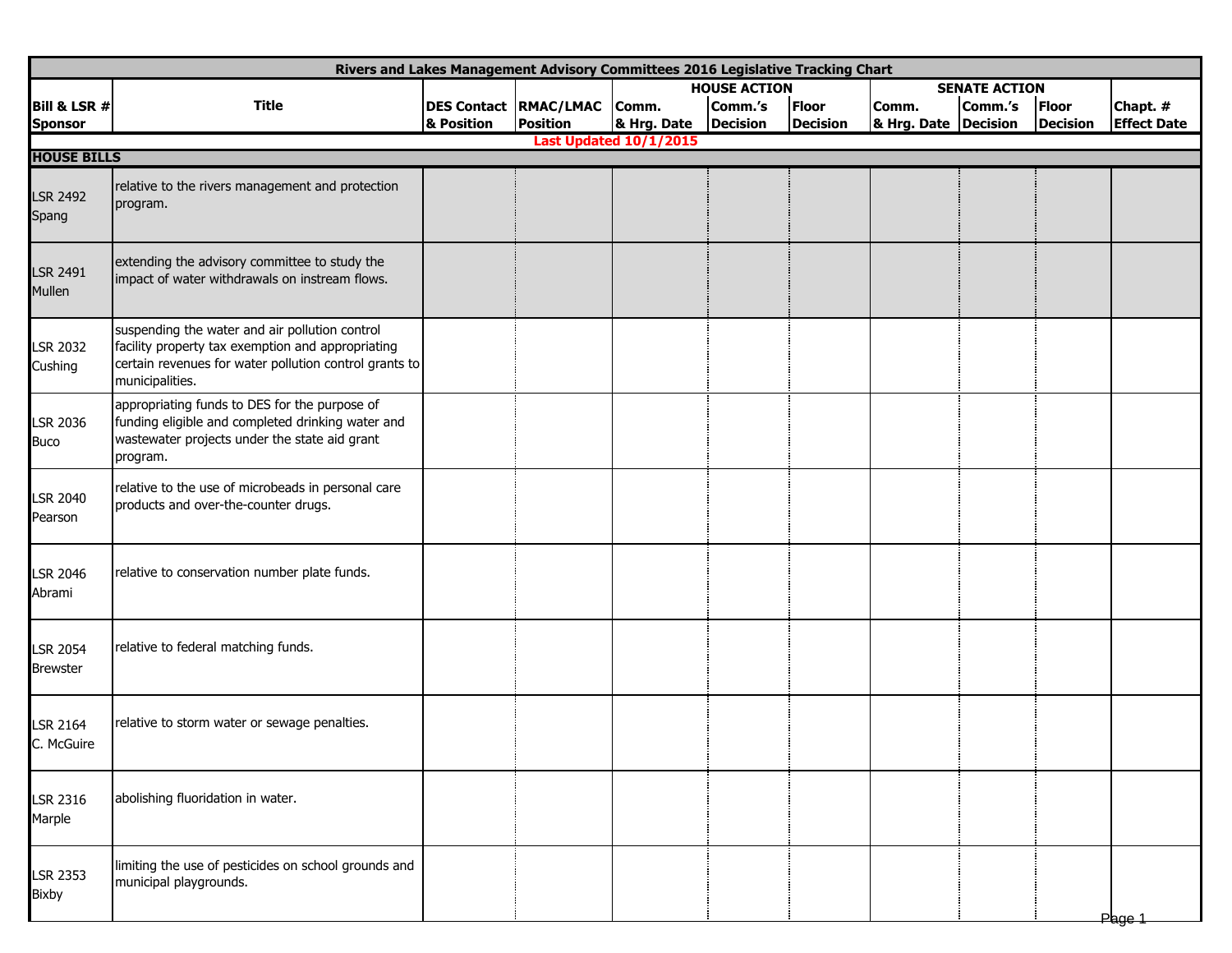| Rivers and Lakes Management Advisory Committees 2016 Legislative Tracking Chart | | | | | | | | | | |
|---|---|---|---|---|---|---|---|---|---|---|
| | | | | HOUSE ACTION | | | SENATE ACTION | | | |
| **Bill & LSR # Sponsor** | **Title** | **DES Contact & Position** | **RMAC/LMAC Position** | **Comm. & Hrg. Date** | **Comm.'s Decision** | **Floor Decision** | **Comm. & Hrg. Date** | **Comm.'s Decision** | **Floor Decision** | **Chapt. # Effect Date** |
| Last Updated 10/1/2015 | | | | | | | | | | |
| **HOUSE BILLS** | | | | | | | | | | |
| LSR 2492 Spang | relative to the rivers management and protection program. | | | | | | | | | |
| LSR 2491 Mullen | extending the advisory committee to study the impact of water withdrawals on instream flows. | | | | | | | | | |
| LSR 2032 Cushing | suspending the water and air pollution control facility property tax exemption and appropriating certain revenues for water pollution control grants to municipalities. | | | | | | | | | |
| LSR 2036 Buco | appropriating funds to DES for the purpose of funding eligible and completed drinking water and wastewater projects under the state aid grant program. | | | | | | | | | |
| LSR 2040 Pearson | relative to the use of microbeads in personal care products and over-the-counter drugs. | | | | | | | | | |
| LSR 2046 Abrami | relative to conservation number plate funds. | | | | | | | | | |
| LSR 2054 Brewster | relative to federal matching funds. | | | | | | | | | |
| LSR 2164 C. McGuire | relative to storm water or sewage penalties. | | | | | | | | | |
| LSR 2316 Marple | abolishing fluoridation in water. | | | | | | | | | |
| LSR 2353 Bixby | limiting the use of pesticides on school grounds and municipal playgrounds. | | | | | | | | | |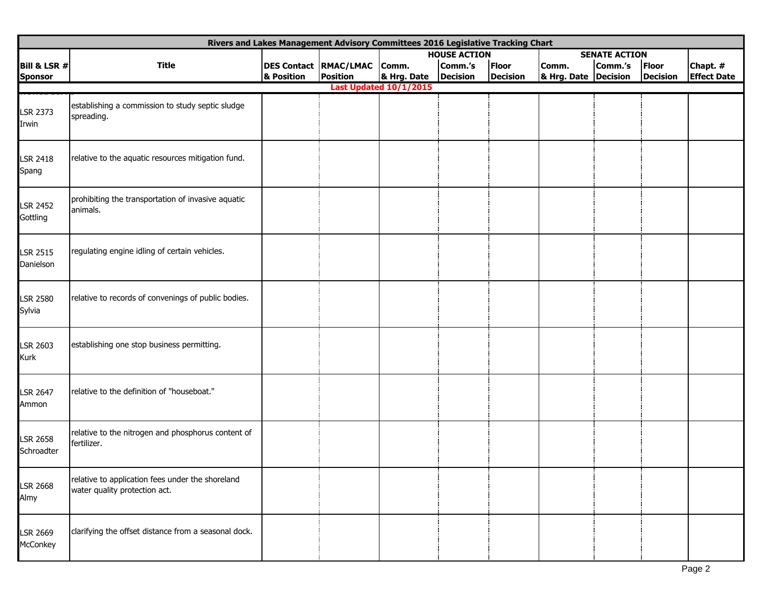| Rivers and Lakes Management Advisory Committees 2016 Legislative Tracking Chart | | | | | | | | | | | |
|---|---|---|---|---|---|---|---|---|---|---|---|
| | | | | HOUSE ACTION | | | SENATE ACTION | | | | |
| Bill & LSR # Sponsor | Title | DES Contact & Position | RMAC/LMAC Position | Comm. & Hrg. Date | Comm.'s Decision | Floor Decision | Comm. & Hrg. Date | Comm.'s Decision | Floor Decision | Chapt. # Effect Date | |
| Last Updated 10/1/2015 | | | | | | | | | | | |
| LSR 2373 Irwin | establishing a commission to study septic sludge spreading. | | | | | | | | | | |
| LSR 2418 Spang | relative to the aquatic resources mitigation fund. | | | | | | | | | | |
| LSR 2452 Gottling | prohibiting the transportation of invasive aquatic animals. | | | | | | | | | | |
| LSR 2515 Danielson | regulating engine idling of certain vehicles. | | | | | | | | | | |
| LSR 2580 Sylvia | relative to records of convenings of public bodies. | | | | | | | | | | |
| LSR 2603 Kurk | establishing one stop business permitting. | | | | | | | | | | |
| LSR 2647 Ammon | relative to the definition of "houseboat." | | | | | | | | | | |
| LSR 2658 Schroadter | relative to the nitrogen and phosphorus content of fertilizer. | | | | | | | | | | |
| LSR 2668 Almy | relative to application fees under the shoreland water quality protection act. | | | | | | | | | | |
| LSR 2669 McConkey | clarifying the offset distance from a seasonal dock. | | | | | | | | | | |